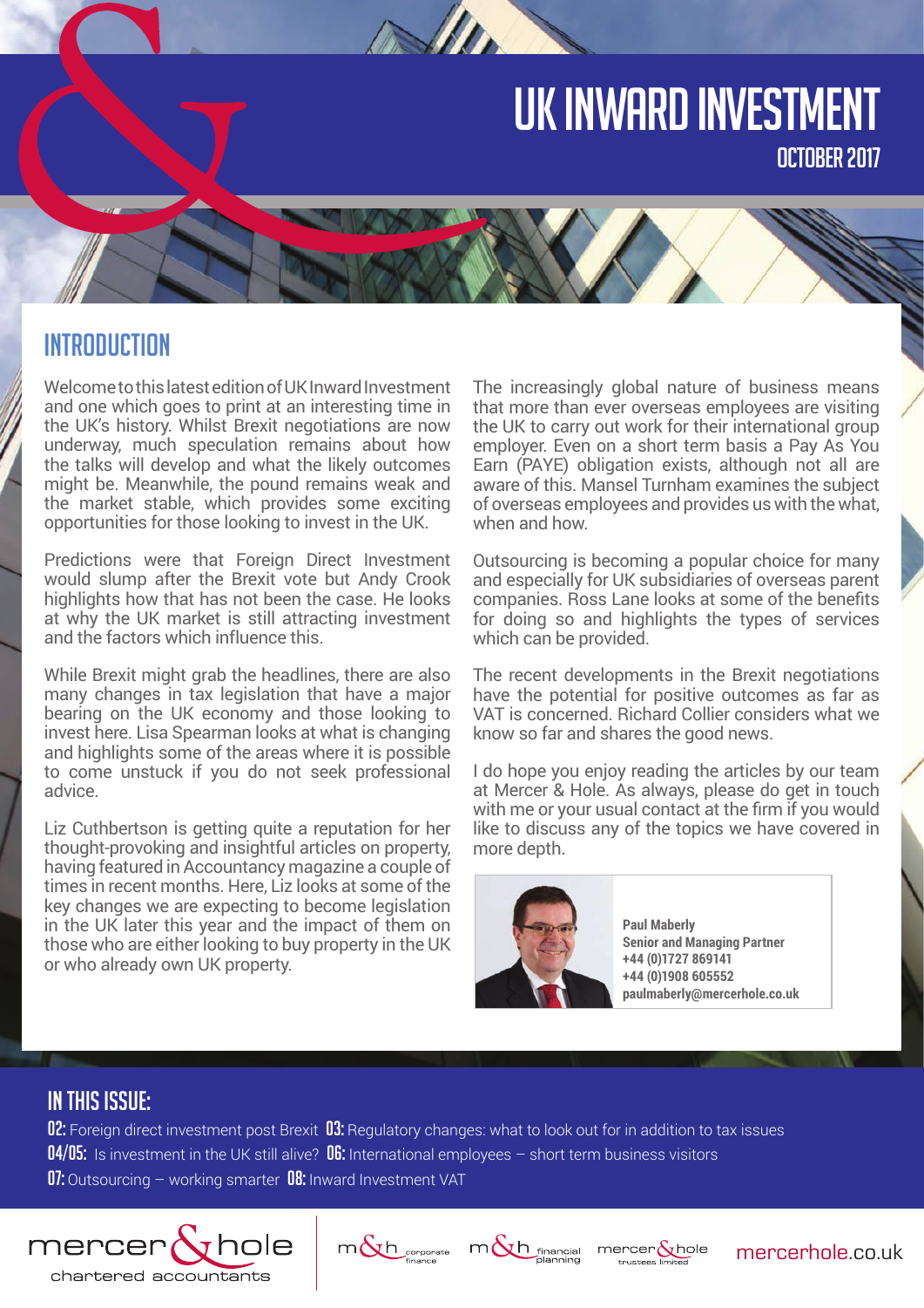# UK INWARD INVESTMENT

## OCTOBER 2017

## INTRODUCTION

Welcome to this latest edition of UK Inward Investment and one which goes to print at an interesting time in the UK's history. Whilst Brexit negotiations are now underway, much speculation remains about how the talks will develop and what the likely outcomes might be. Meanwhile, the pound remains weak and the market stable, which provides some exciting opportunities for those looking to invest in the UK.

Predictions were that Foreign Direct Investment would slump after the Brexit vote but Andy Crook highlights how that has not been the case. He looks at why the UK market is still attracting investment and the factors which influence this.

While Brexit might grab the headlines, there are also many changes in tax legislation that have a major bearing on the UK economy and those looking to invest here. Lisa Spearman looks at what is changing and highlights some of the areas where it is possible to come unstuck if you do not seek professional advice.

Liz Cuthbertson is getting quite a reputation for her thought-provoking and insightful articles on property, having featured in Accountancy magazine a couple of times in recent months. Here, Liz looks at some of the key changes we are expecting to become legislation in the UK later this year and the impact of them on those who are either looking to buy property in the UK or who already own UK property.

The increasingly global nature of business means that more than ever overseas employees are visiting the UK to carry out work for their international group employer. Even on a short term basis a Pay As You Earn (PAYE) obligation exists, although not all are aware of this. Mansel Turnham examines the subject of overseas employees and provides us with the what, when and how.

Outsourcing is becoming a popular choice for many and especially for UK subsidiaries of overseas parent companies. Ross Lane looks at some of the benefits for doing so and highlights the types of services which can be provided.

The recent developments in the Brexit negotiations have the potential for positive outcomes as far as VAT is concerned. Richard Collier considers what we know so far and shares the good news.

I do hope you enjoy reading the articles by our team at Mercer & Hole. As always, please do get in touch with me or your usual contact at the firm if you would like to discuss any of the topics we have covered in more depth.

**Paul Maberly**
**Senior and Managing Partner**
**+44 (0)1727 869141**
**+44 (0)1908 605552**
**paulmaberly@mercerhole.co.uk**

## IN THIS ISSUE:

**02:** Foreign direct investment post Brexit **03:** Regulatory changes: what to look out for in addition to tax issues
**04/05:** Is investment in the UK still alive? **06:** International employees – short term business visitors
**07:** Outsourcing – working smarter **08:** Inward Investment VAT

mercer & hole chartered accountants

m&h corporate finance

m&h financial planning

mercer & hole trustees limited

mercerhole.co.uk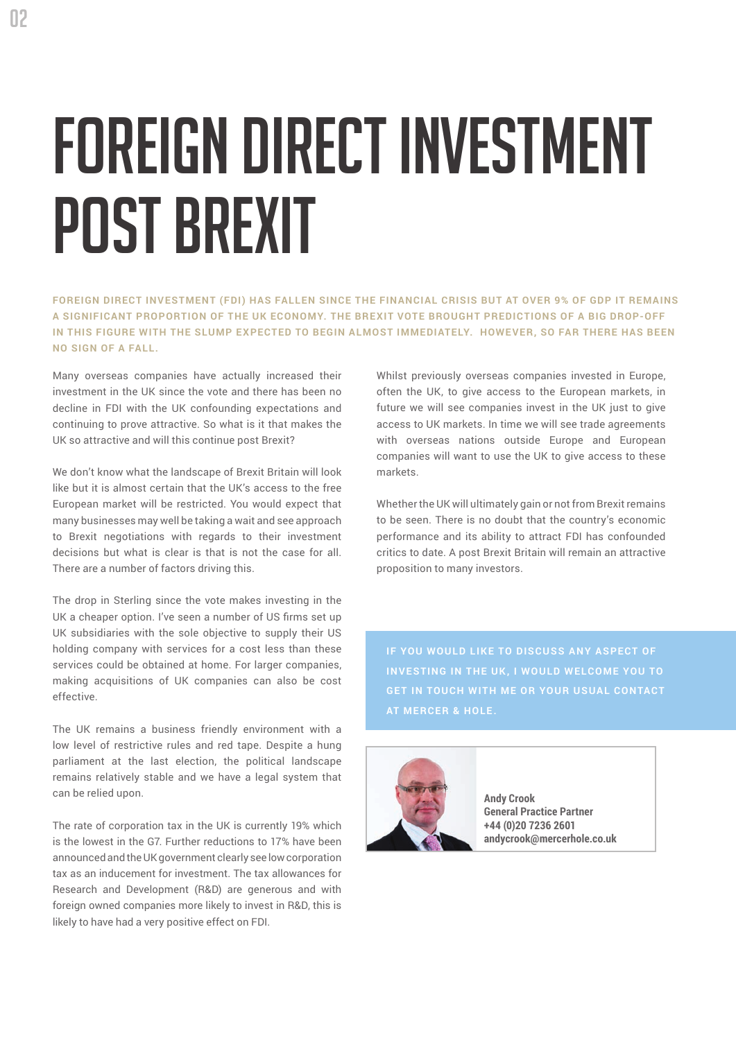# FOREIGN DIRECT INVESTMENT POST BREXIT

**FOREIGN DIRECT INVESTMENT (FDI) HAS FALLEN SINCE THE FINANCIAL CRISIS BUT AT OVER 9% OF GDP IT REMAINS A SIGNIFICANT PROPORTION OF THE UK ECONOMY. THE BREXIT VOTE BROUGHT PREDICTIONS OF A BIG DROP-OFF IN THIS FIGURE WITH THE SLUMP EXPECTED TO BEGIN ALMOST IMMEDIATELY. HOWEVER, SO FAR THERE HAS BEEN NO SIGN OF A FALL.**

Many overseas companies have actually increased their investment in the UK since the vote and there has been no decline in FDI with the UK confounding expectations and continuing to prove attractive. So what is it that makes the UK so attractive and will this continue post Brexit?

We don't know what the landscape of Brexit Britain will look like but it is almost certain that the UK's access to the free European market will be restricted. You would expect that many businesses may well be taking a wait and see approach to Brexit negotiations with regards to their investment decisions but what is clear is that is not the case for all. There are a number of factors driving this.

The drop in Sterling since the vote makes investing in the UK a cheaper option. I've seen a number of US firms set up UK subsidiaries with the sole objective to supply their US holding company with services for a cost less than these services could be obtained at home. For larger companies, making acquisitions of UK companies can also be cost effective.

The UK remains a business friendly environment with a low level of restrictive rules and red tape. Despite a hung parliament at the last election, the political landscape remains relatively stable and we have a legal system that can be relied upon.

The rate of corporation tax in the UK is currently 19% which is the lowest in the G7. Further reductions to 17% have been announced and the UK government clearly see low corporation tax as an inducement for investment. The tax allowances for Research and Development (R&D) are generous and with foreign owned companies more likely to invest in R&D, this is likely to have had a very positive effect on FDI.

Whilst previously overseas companies invested in Europe, often the UK, to give access to the European markets, in future we will see companies invest in the UK just to give access to UK markets. In time we will see trade agreements with overseas nations outside Europe and European companies will want to use the UK to give access to these markets.

Whether the UK will ultimately gain or not from Brexit remains to be seen. There is no doubt that the country's economic performance and its ability to attract FDI has confounded critics to date. A post Brexit Britain will remain an attractive proposition to many investors.

**IF YOU WOULD LIKE TO DISCUSS ANY ASPECT OF INVESTING IN THE UK, I WOULD WELCOME YOU TO GET IN TOUCH WITH ME OR YOUR USUAL CONTACT AT MERCER & HOLE.**

**Andy Crook**
**General Practice Partner**
**+44 (0)20 7236 2601**
**andycrook@mercerhole.co.uk**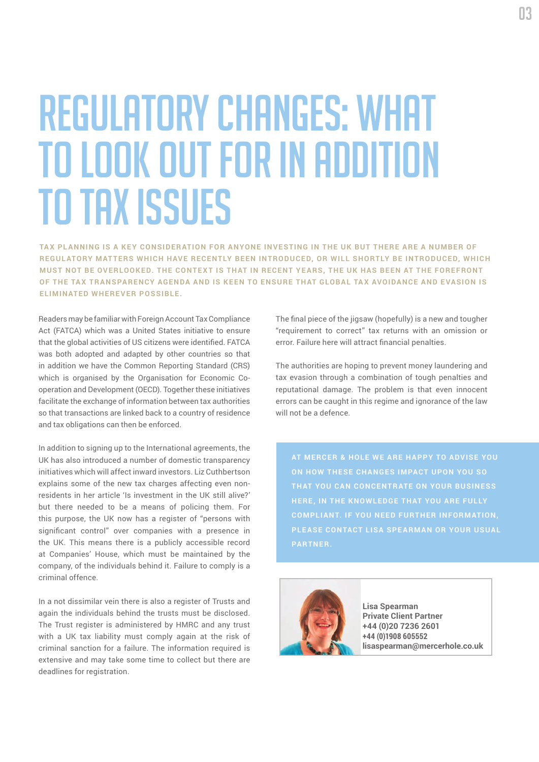# REGULATORY CHANGES: WHAT TO LOOK OUT FOR IN ADDITION TO TAX ISSUES

**TAX PLANNING IS A KEY CONSIDERATION FOR ANYONE INVESTING IN THE UK BUT THERE ARE A NUMBER OF REGULATORY MATTERS WHICH HAVE RECENTLY BEEN INTRODUCED, OR WILL SHORTLY BE INTRODUCED, WHICH MUST NOT BE OVERLOOKED. THE CONTEXT IS THAT IN RECENT YEARS, THE UK HAS BEEN AT THE FOREFRONT OF THE TAX TRANSPARENCY AGENDA AND IS KEEN TO ENSURE THAT GLOBAL TAX AVOIDANCE AND EVASION IS ELIMINATED WHEREVER POSSIBLE.**

Readers may be familiar with Foreign Account Tax Compliance Act (FATCA) which was a United States initiative to ensure that the global activities of US citizens were identified. FATCA was both adopted and adapted by other countries so that in addition we have the Common Reporting Standard (CRS) which is organised by the Organisation for Economic Co-operation and Development (OECD). Together these initiatives facilitate the exchange of information between tax authorities so that transactions are linked back to a country of residence and tax obligations can then be enforced.

In addition to signing up to the International agreements, the UK has also introduced a number of domestic transparency initiatives which will affect inward investors. Liz Cuthbertson explains some of the new tax charges affecting even non-residents in her article 'Is investment in the UK still alive?' but there needed to be a means of policing them. For this purpose, the UK now has a register of "persons with significant control" over companies with a presence in the UK. This means there is a publicly accessible record at Companies' House, which must be maintained by the company, of the individuals behind it. Failure to comply is a criminal offence.

In a not dissimilar vein there is also a register of Trusts and again the individuals behind the trusts must be disclosed. The Trust register is administered by HMRC and any trust with a UK tax liability must comply again at the risk of criminal sanction for a failure. The information required is extensive and may take some time to collect but there are deadlines for registration.

The final piece of the jigsaw (hopefully) is a new and tougher "requirement to correct" tax returns with an omission or error. Failure here will attract financial penalties.

The authorities are hoping to prevent money laundering and tax evasion through a combination of tough penalties and reputational damage. The problem is that even innocent errors can be caught in this regime and ignorance of the law will not be a defence.

**AT MERCER & HOLE WE ARE HAPPY TO ADVISE YOU ON HOW THESE CHANGES IMPACT UPON YOU SO THAT YOU CAN CONCENTRATE ON YOUR BUSINESS HERE, IN THE KNOWLEDGE THAT YOU ARE FULLY COMPLIANT. IF YOU NEED FURTHER INFORMATION, PLEASE CONTACT LISA SPEARMAN OR YOUR USUAL PARTNER.**

**Lisa Spearman**
**Private Client Partner**
**+44 (0)20 7236 2601**
**+44 (0)1908 605552**
**lisaspearman@mercerhole.co.uk**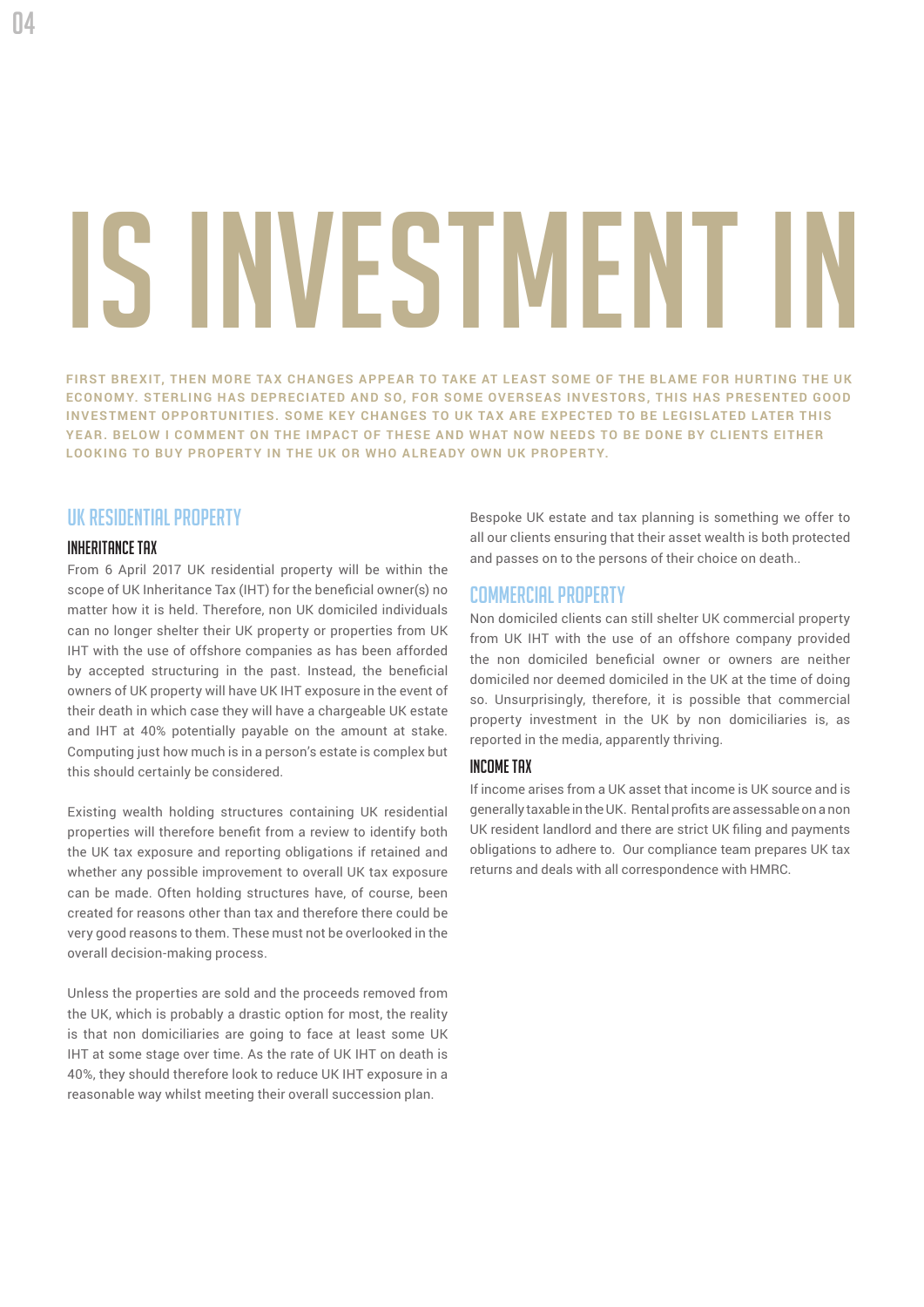# IS INVESTMENT IN

**FIRST BREXIT, THEN MORE TAX CHANGES APPEAR TO TAKE AT LEAST SOME OF THE BLAME FOR HURTING THE UK ECONOMY. STERLING HAS DEPRECIATED AND SO, FOR SOME OVERSEAS INVESTORS, THIS HAS PRESENTED GOOD INVESTMENT OPPORTUNITIES. SOME KEY CHANGES TO UK TAX ARE EXPECTED TO BE LEGISLATED LATER THIS YEAR. BELOW I COMMENT ON THE IMPACT OF THESE AND WHAT NOW NEEDS TO BE DONE BY CLIENTS EITHER LOOKING TO BUY PROPERTY IN THE UK OR WHO ALREADY OWN UK PROPERTY.**

## UK RESIDENTIAL PROPERTY

### INHERITANCE TAX

From 6 April 2017 UK residential property will be within the scope of UK Inheritance Tax (IHT) for the beneficial owner(s) no matter how it is held. Therefore, non UK domiciled individuals can no longer shelter their UK property or properties from UK IHT with the use of offshore companies as has been afforded by accepted structuring in the past. Instead, the beneficial owners of UK property will have UK IHT exposure in the event of their death in which case they will have a chargeable UK estate and IHT at 40% potentially payable on the amount at stake. Computing just how much is in a person's estate is complex but this should certainly be considered.

Existing wealth holding structures containing UK residential properties will therefore benefit from a review to identify both the UK tax exposure and reporting obligations if retained and whether any possible improvement to overall UK tax exposure can be made. Often holding structures have, of course, been created for reasons other than tax and therefore there could be very good reasons to them. These must not be overlooked in the overall decision-making process.

Unless the properties are sold and the proceeds removed from the UK, which is probably a drastic option for most, the reality is that non domiciliaries are going to face at least some UK IHT at some stage over time. As the rate of UK IHT on death is 40%, they should therefore look to reduce UK IHT exposure in a reasonable way whilst meeting their overall succession plan.

Bespoke UK estate and tax planning is something we offer to all our clients ensuring that their asset wealth is both protected and passes on to the persons of their choice on death..

## COMMERCIAL PROPERTY

Non domiciled clients can still shelter UK commercial property from UK IHT with the use of an offshore company provided the non domiciled beneficial owner or owners are neither domiciled nor deemed domiciled in the UK at the time of doing so. Unsurprisingly, therefore, it is possible that commercial property investment in the UK by non domiciliaries is, as reported in the media, apparently thriving.

### INCOME TAX

If income arises from a UK asset that income is UK source and is generally taxable in the UK. Rental profits are assessable on a non UK resident landlord and there are strict UK filing and payments obligations to adhere to. Our compliance team prepares UK tax returns and deals with all correspondence with HMRC.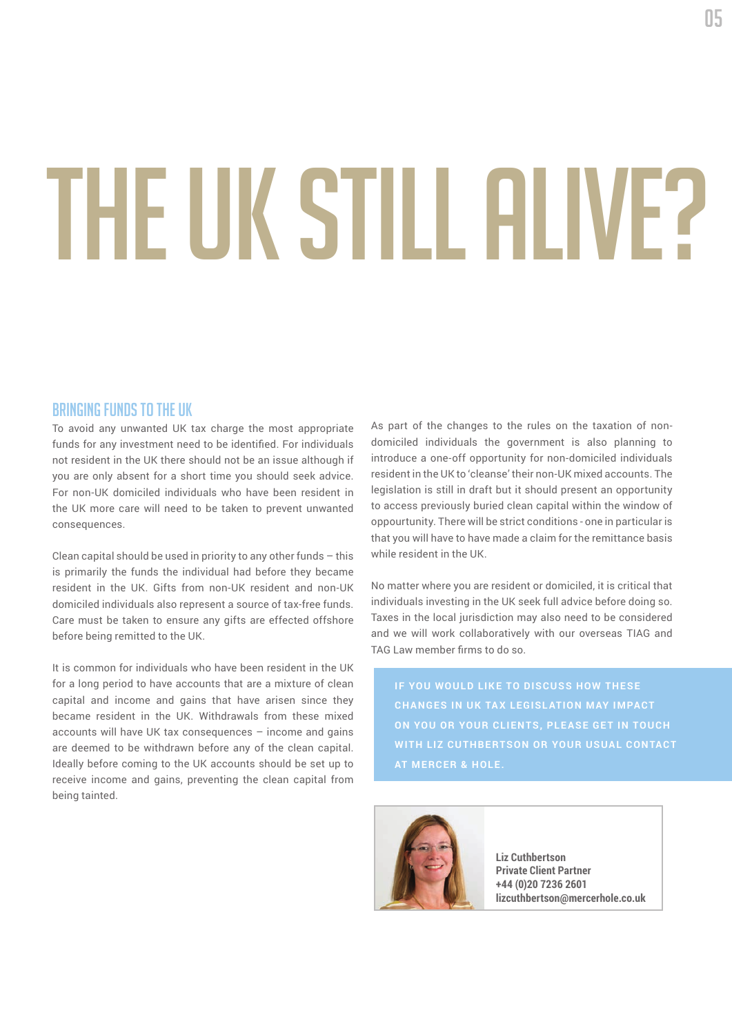# THE UK STILL ALIVE?

## BRINGING FUNDS TO THE UK

To avoid any unwanted UK tax charge the most appropriate funds for any investment need to be identified. For individuals not resident in the UK there should not be an issue although if you are only absent for a short time you should seek advice. For non-UK domiciled individuals who have been resident in the UK more care will need to be taken to prevent unwanted consequences.

Clean capital should be used in priority to any other funds – this is primarily the funds the individual had before they became resident in the UK. Gifts from non-UK resident and non-UK domiciled individuals also represent a source of tax-free funds. Care must be taken to ensure any gifts are effected offshore before being remitted to the UK.

It is common for individuals who have been resident in the UK for a long period to have accounts that are a mixture of clean capital and income and gains that have arisen since they became resident in the UK. Withdrawals from these mixed accounts will have UK tax consequences – income and gains are deemed to be withdrawn before any of the clean capital. Ideally before coming to the UK accounts should be set up to receive income and gains, preventing the clean capital from being tainted.

As part of the changes to the rules on the taxation of non-domiciled individuals the government is also planning to introduce a one-off opportunity for non-domiciled individuals resident in the UK to 'cleanse' their non-UK mixed accounts. The legislation is still in draft but it should present an opportunity to access previously buried clean capital within the window of oppourtunity. There will be strict conditions - one in particular is that you will have to have made a claim for the remittance basis while resident in the UK.

No matter where you are resident or domiciled, it is critical that individuals investing in the UK seek full advice before doing so. Taxes in the local jurisdiction may also need to be considered and we will work collaboratively with our overseas TIAG and TAG Law member firms to do so.

**IF YOU WOULD LIKE TO DISCUSS HOW THESE CHANGES IN UK TAX LEGISLATION MAY IMPACT ON YOU OR YOUR CLIENTS, PLEASE GET IN TOUCH WITH LIZ CUTHBERTSON OR YOUR USUAL CONTACT AT MERCER & HOLE.**

**Liz Cuthbertson**
**Private Client Partner**
**+44 (0)20 7236 2601**
**lizcuthbertson@mercerhole.co.uk**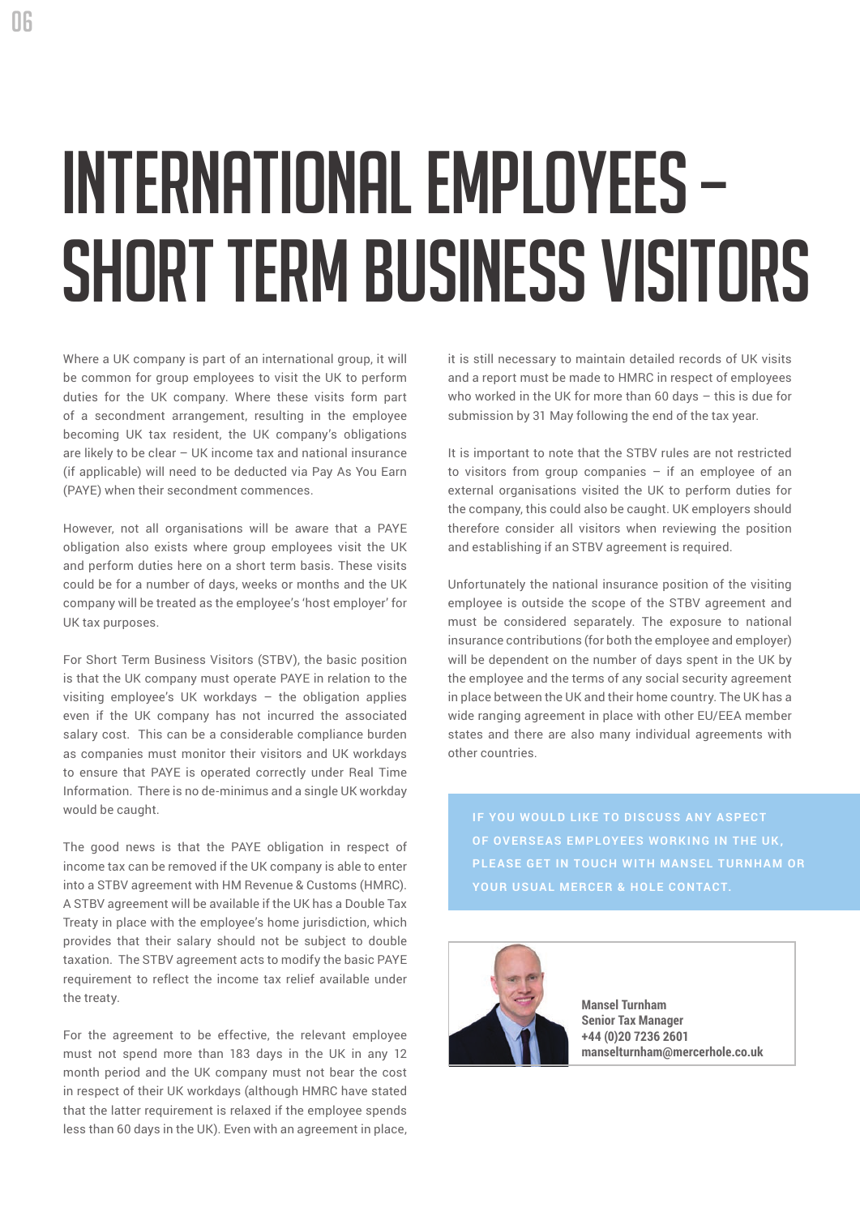# INTERNATIONAL EMPLOYEES – SHORT TERM BUSINESS VISITORS

Where a UK company is part of an international group, it will be common for group employees to visit the UK to perform duties for the UK company. Where these visits form part of a secondment arrangement, resulting in the employee becoming UK tax resident, the UK company's obligations are likely to be clear – UK income tax and national insurance (if applicable) will need to be deducted via Pay As You Earn (PAYE) when their secondment commences.

However, not all organisations will be aware that a PAYE obligation also exists where group employees visit the UK and perform duties here on a short term basis. These visits could be for a number of days, weeks or months and the UK company will be treated as the employee's 'host employer' for UK tax purposes.

For Short Term Business Visitors (STBV), the basic position is that the UK company must operate PAYE in relation to the visiting employee's UK workdays – the obligation applies even if the UK company has not incurred the associated salary cost. This can be a considerable compliance burden as companies must monitor their visitors and UK workdays to ensure that PAYE is operated correctly under Real Time Information. There is no de-minimus and a single UK workday would be caught.

The good news is that the PAYE obligation in respect of income tax can be removed if the UK company is able to enter into a STBV agreement with HM Revenue & Customs (HMRC). A STBV agreement will be available if the UK has a Double Tax Treaty in place with the employee's home jurisdiction, which provides that their salary should not be subject to double taxation. The STBV agreement acts to modify the basic PAYE requirement to reflect the income tax relief available under the treaty.

For the agreement to be effective, the relevant employee must not spend more than 183 days in the UK in any 12 month period and the UK company must not bear the cost in respect of their UK workdays (although HMRC have stated that the latter requirement is relaxed if the employee spends less than 60 days in the UK). Even with an agreement in place, it is still necessary to maintain detailed records of UK visits and a report must be made to HMRC in respect of employees who worked in the UK for more than 60 days – this is due for submission by 31 May following the end of the tax year.

It is important to note that the STBV rules are not restricted to visitors from group companies – if an employee of an external organisations visited the UK to perform duties for the company, this could also be caught. UK employers should therefore consider all visitors when reviewing the position and establishing if an STBV agreement is required.

Unfortunately the national insurance position of the visiting employee is outside the scope of the STBV agreement and must be considered separately. The exposure to national insurance contributions (for both the employee and employer) will be dependent on the number of days spent in the UK by the employee and the terms of any social security agreement in place between the UK and their home country. The UK has a wide ranging agreement in place with other EU/EEA member states and there are also many individual agreements with other countries.

**IF YOU WOULD LIKE TO DISCUSS ANY ASPECT OF OVERSEAS EMPLOYEES WORKING IN THE UK, PLEASE GET IN TOUCH WITH MANSEL TURNHAM OR YOUR USUAL MERCER & HOLE CONTACT.**

**Mansel Turnham**
**Senior Tax Manager**
**+44 (0)20 7236 2601**
**manselturnham@mercerhole.co.uk**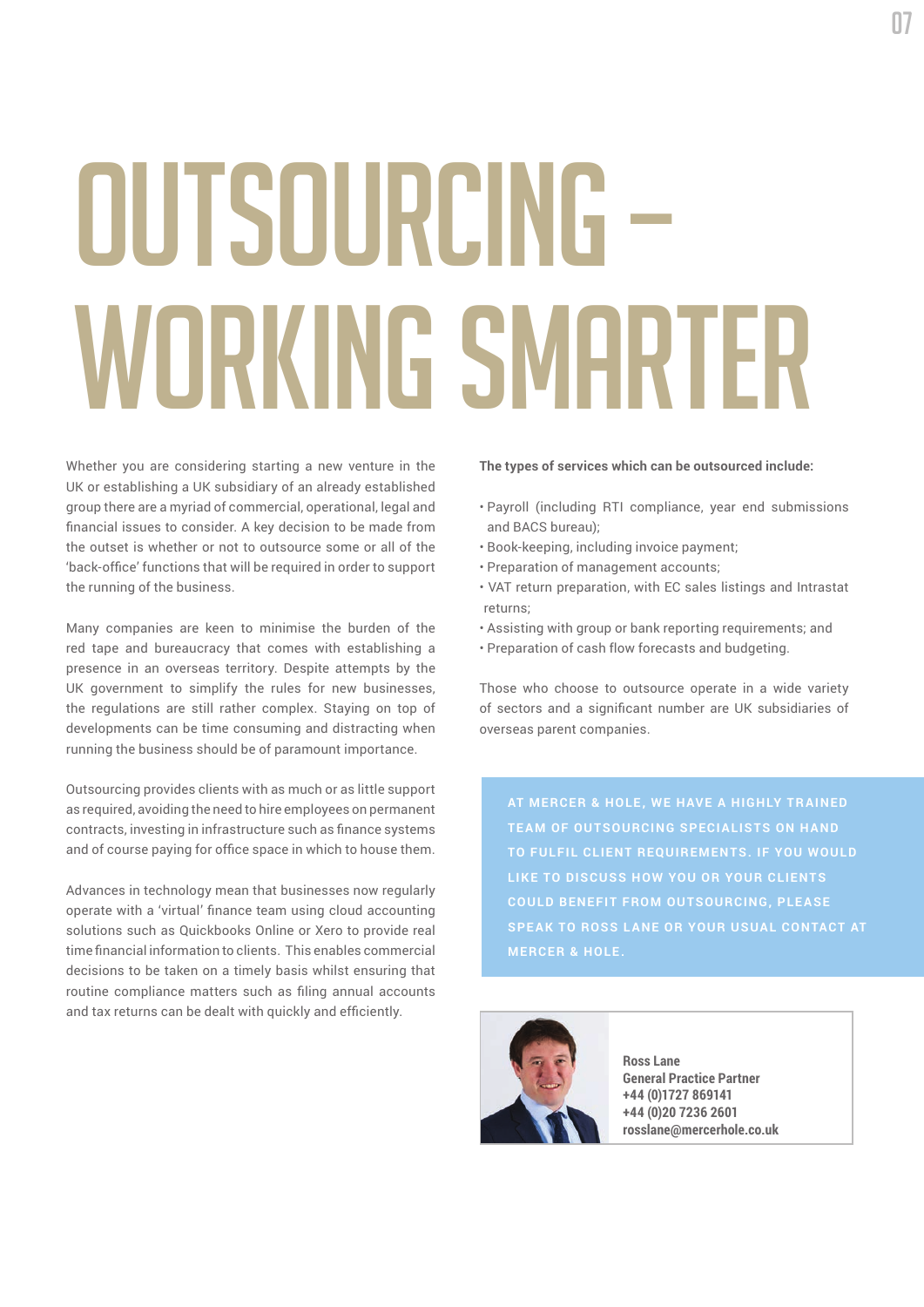# OUTSOURCING – WORKING SMARTER

Whether you are considering starting a new venture in the UK or establishing a UK subsidiary of an already established group there are a myriad of commercial, operational, legal and financial issues to consider. A key decision to be made from the outset is whether or not to outsource some or all of the 'back-office' functions that will be required in order to support the running of the business.

Many companies are keen to minimise the burden of the red tape and bureaucracy that comes with establishing a presence in an overseas territory. Despite attempts by the UK government to simplify the rules for new businesses, the regulations are still rather complex. Staying on top of developments can be time consuming and distracting when running the business should be of paramount importance.

Outsourcing provides clients with as much or as little support as required, avoiding the need to hire employees on permanent contracts, investing in infrastructure such as finance systems and of course paying for office space in which to house them.

Advances in technology mean that businesses now regularly operate with a 'virtual' finance team using cloud accounting solutions such as Quickbooks Online or Xero to provide real time financial information to clients. This enables commercial decisions to be taken on a timely basis whilst ensuring that routine compliance matters such as filing annual accounts and tax returns can be dealt with quickly and efficiently.

**The types of services which can be outsourced include:**

- Payroll (including RTI compliance, year end submissions and BACS bureau);
- Book-keeping, including invoice payment;
- Preparation of management accounts;
- VAT return preparation, with EC sales listings and Intrastat returns;
- Assisting with group or bank reporting requirements; and
- Preparation of cash flow forecasts and budgeting.

Those who choose to outsource operate in a wide variety of sectors and a significant number are UK subsidiaries of overseas parent companies.

AT MERCER & HOLE, WE HAVE A HIGHLY TRAINED TEAM OF OUTSOURCING SPECIALISTS ON HAND TO FULFIL CLIENT REQUIREMENTS. IF YOU WOULD LIKE TO DISCUSS HOW YOU OR YOUR CLIENTS COULD BENEFIT FROM OUTSOURCING, PLEASE SPEAK TO ROSS LANE OR YOUR USUAL CONTACT AT MERCER & HOLE.

**Ross Lane**
**General Practice Partner**
**+44 (0)1727 869141**
**+44 (0)20 7236 2601**
**rosslane@mercerhole.co.uk**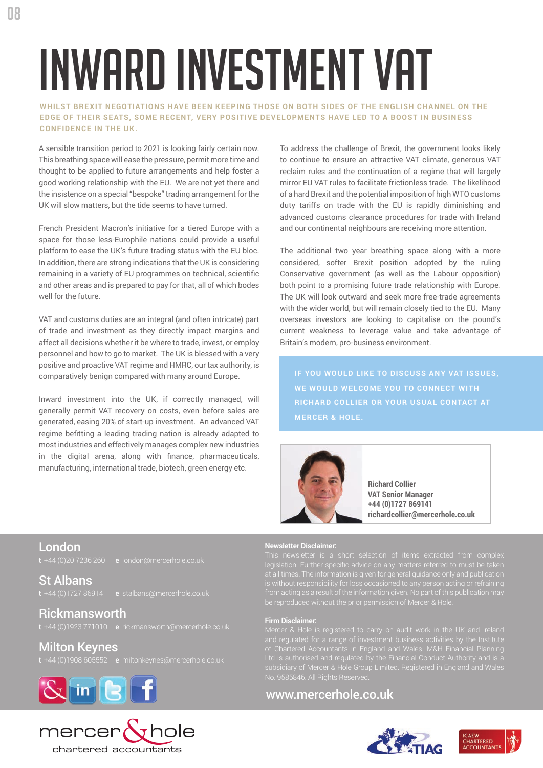# INWARD INVESTMENT VAT

**WHILST BREXIT NEGOTIATIONS HAVE BEEN KEEPING THOSE ON BOTH SIDES OF THE ENGLISH CHANNEL ON THE EDGE OF THEIR SEATS, SOME RECENT, VERY POSITIVE DEVELOPMENTS HAVE LED TO A BOOST IN BUSINESS CONFIDENCE IN THE UK.**

A sensible transition period to 2021 is looking fairly certain now. This breathing space will ease the pressure, permit more time and thought to be applied to future arrangements and help foster a good working relationship with the EU. We are not yet there and the insistence on a special "bespoke" trading arrangement for the UK will slow matters, but the tide seems to have turned.

French President Macron's initiative for a tiered Europe with a space for those less-Europhile nations could provide a useful platform to ease the UK's future trading status with the EU bloc. In addition, there are strong indications that the UK is considering remaining in a variety of EU programmes on technical, scientific and other areas and is prepared to pay for that, all of which bodes well for the future.

VAT and customs duties are an integral (and often intricate) part of trade and investment as they directly impact margins and affect all decisions whether it be where to trade, invest, or employ personnel and how to go to market. The UK is blessed with a very positive and proactive VAT regime and HMRC, our tax authority, is comparatively benign compared with many around Europe.

Inward investment into the UK, if correctly managed, will generally permit VAT recovery on costs, even before sales are generated, easing 20% of start-up investment. An advanced VAT regime befitting a leading trading nation is already adapted to most industries and effectively manages complex new industries in the digital arena, along with finance, pharmaceuticals, manufacturing, international trade, biotech, green energy etc.

To address the challenge of Brexit, the government looks likely to continue to ensure an attractive VAT climate, generous VAT reclaim rules and the continuation of a regime that will largely mirror EU VAT rules to facilitate frictionless trade. The likelihood of a hard Brexit and the potential imposition of high WTO customs duty tariffs on trade with the EU is rapidly diminishing and advanced customs clearance procedures for trade with Ireland and our continental neighbours are receiving more attention.

The additional two year breathing space along with a more considered, softer Brexit position adopted by the ruling Conservative government (as well as the Labour opposition) both point to a promising future trade relationship with Europe. The UK will look outward and seek more free-trade agreements with the wider world, but will remain closely tied to the EU. Many overseas investors are looking to capitalise on the pound's current weakness to leverage value and take advantage of Britain's modern, pro-business environment.

**IF YOU WOULD LIKE TO DISCUSS ANY VAT ISSUES, WE WOULD WELCOME YOU TO CONNECT WITH RICHARD COLLIER OR YOUR USUAL CONTACT AT MERCER & HOLE.**

**Richard Collier**
**VAT Senior Manager**
**+44 (0)1727 869141**
**richardcollier@mercerhole.co.uk**

## London
**t** +44 (0)20 7236 2601 **e** london@mercerhole.co.uk

## St Albans
**t** +44 (0)1727 869141 **e** stalbans@mercerhole.co.uk

## Rickmansworth
**t** +44 (0)1923 771010 **e** rickmansworth@mercerhole.co.uk

## Milton Keynes
**t** +44 (0)1908 605552 **e** miltonkeynes@mercerhole.co.uk

**Newsletter Disclaimer:**
This newsletter is a short selection of items extracted from complex legislation. Further specific advice on any matters referred to must be taken at all times. The information is given for general guidance only and publication is without responsibility for loss occasioned to any person acting or refraining from acting as a result of the information given. No part of this publication may be reproduced without the prior permission of Mercer & Hole.

**Firm Disclaimer:**
Mercer & Hole is registered to carry on audit work in the UK and Ireland and regulated for a range of investment business activities by the Institute of Chartered Accountants in England and Wales. M&H Financial Planning Ltd is authorised and regulated by the Financial Conduct Authority and is a subsidiary of Mercer & Hole Group Limited. Registered in England and Wales No. 9585846. All Rights Reserved.

www.mercerhole.co.uk

mercer & hole
chartered accountants

TIAG

ICAEW CHARTERED ACCOUNTANTS